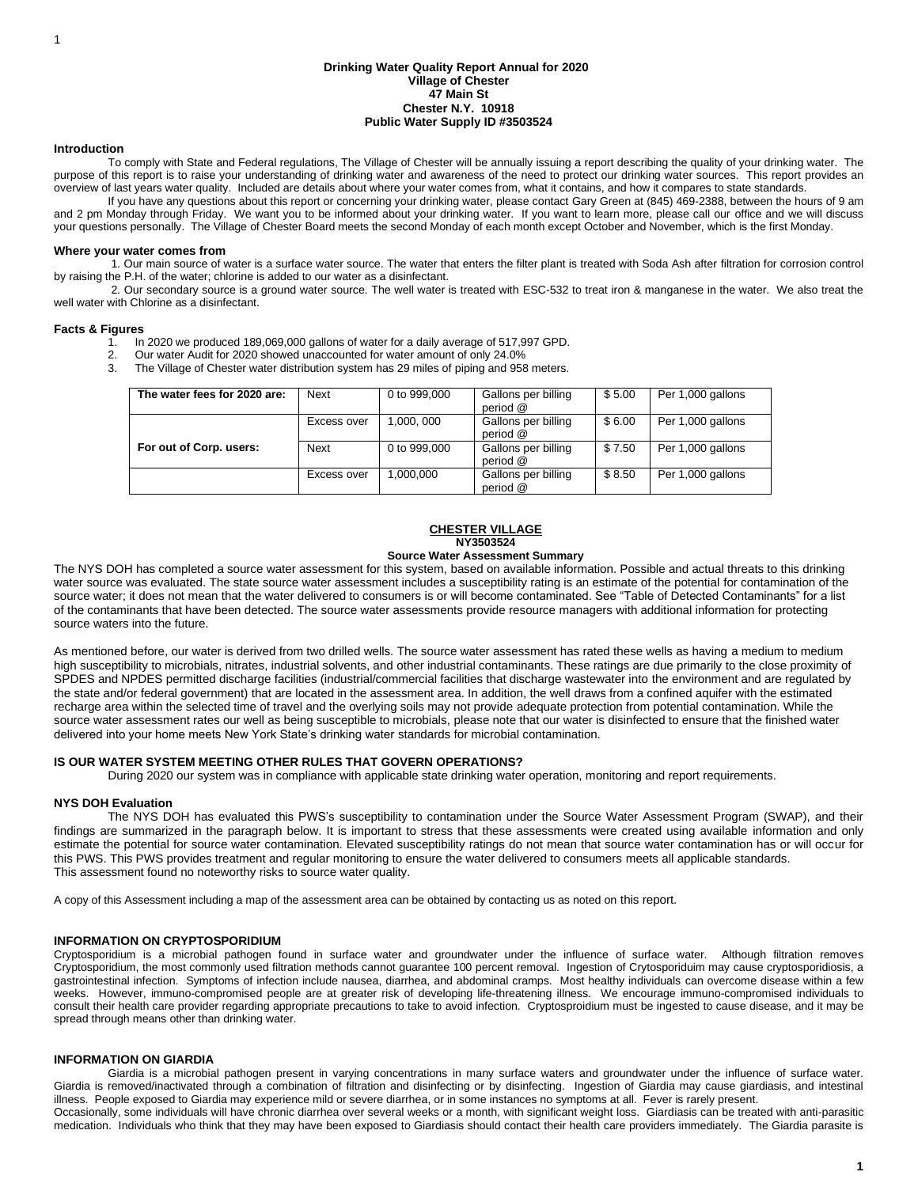**Drinking Water Quality Report Annual for 2020**
**Village of Chester**
**47 Main St**
**Chester N.Y. 10918**
**Public Water Supply ID #3503524**

### Introduction

To comply with State and Federal regulations, The Village of Chester will be annually issuing a report describing the quality of your drinking water. The purpose of this report is to raise your understanding of drinking water and awareness of the need to protect our drinking water sources. This report provides an overview of last years water quality. Included are details about where your water comes from, what it contains, and how it compares to state standards.

If you have any questions about this report or concerning your drinking water, please contact Gary Green at (845) 469-2388, between the hours of 9 am and 2 pm Monday through Friday. We want you to be informed about your drinking water. If you want to learn more, please call our office and we will discuss your questions personally. The Village of Chester Board meets the second Monday of each month except October and November, which is the first Monday.

### Where your water comes from

1. Our main source of water is a surface water source. The water that enters the filter plant is treated with Soda Ash after filtration for corrosion control by raising the P.H. of the water; chlorine is added to our water as a disinfectant.

2. Our secondary source is a ground water source. The well water is treated with ESC-532 to treat iron & manganese in the water. We also treat the well water with Chlorine as a disinfectant.

### Facts & Figures

1. In 2020 we produced 189,069,000 gallons of water for a daily average of 517,997 GPD.
2. Our water Audit for 2020 showed unaccounted for water amount of only 24.0%
3. The Village of Chester water distribution system has 29 miles of piping and 958 meters.

| **The water fees for 2020 are:** | Next | 0 to 999,000 | Gallons per billing period @ | $ 5.00 | Per 1,000 gallons |
|---|---|---|---|---|---|
| | Excess over | 1,000, 000 | Gallons per billing period @ | $ 6.00 | Per 1,000 gallons |
| **For out of Corp. users:** | Next | 0 to 999,000 | Gallons per billing period @ | $ 7.50 | Per 1,000 gallons |
| | Excess over | 1,000,000 | Gallons per billing period @ | $ 8.50 | Per 1,000 gallons |

**CHESTER VILLAGE**
**NY3503524**
**Source Water Assessment Summary**

The NYS DOH has completed a source water assessment for this system, based on available information. Possible and actual threats to this drinking water source was evaluated. The state source water assessment includes a susceptibility rating is an estimate of the potential for contamination of the source water; it does not mean that the water delivered to consumers is or will become contaminated. See "Table of Detected Contaminants" for a list of the contaminants that have been detected. The source water assessments provide resource managers with additional information for protecting source waters into the future.

As mentioned before, our water is derived from two drilled wells. The source water assessment has rated these wells as having a medium to medium high susceptibility to microbials, nitrates, industrial solvents, and other industrial contaminants. These ratings are due primarily to the close proximity of SPDES and NPDES permitted discharge facilities (industrial/commercial facilities that discharge wastewater into the environment and are regulated by the state and/or federal government) that are located in the assessment area. In addition, the well draws from a confined aquifer with the estimated recharge area within the selected time of travel and the overlying soils may not provide adequate protection from potential contamination. While the source water assessment rates our well as being susceptible to microbials, please note that our water is disinfected to ensure that the finished water delivered into your home meets New York State's drinking water standards for microbial contamination.

### IS OUR WATER SYSTEM MEETING OTHER RULES THAT GOVERN OPERATIONS?

During 2020 our system was in compliance with applicable state drinking water operation, monitoring and report requirements.

### NYS DOH Evaluation

The NYS DOH has evaluated this PWS's susceptibility to contamination under the Source Water Assessment Program (SWAP), and their findings are summarized in the paragraph below. It is important to stress that these assessments were created using available information and only estimate the potential for source water contamination. Elevated susceptibility ratings do not mean that source water contamination has or will occur for this PWS. This PWS provides treatment and regular monitoring to ensure the water delivered to consumers meets all applicable standards.
This assessment found no noteworthy risks to source water quality.

A copy of this Assessment including a map of the assessment area can be obtained by contacting us as noted on this report.

### INFORMATION ON CRYPTOSPORIDIUM

Cryptosporidium is a microbial pathogen found in surface water and groundwater under the influence of surface water. Although filtration removes Cryptosporidium, the most commonly used filtration methods cannot guarantee 100 percent removal. Ingestion of Crytosporiduim may cause cryptosporidiosis, a gastrointestinal infection. Symptoms of infection include nausea, diarrhea, and abdominal cramps. Most healthy individuals can overcome disease within a few weeks. However, immuno-compromised people are at greater risk of developing life-threatening illness. We encourage immuno-compromised individuals to consult their health care provider regarding appropriate precautions to take to avoid infection. Cryptosproidium must be ingested to cause disease, and it may be spread through means other than drinking water.

### INFORMATION ON GIARDIA

Giardia is a microbial pathogen present in varying concentrations in many surface waters and groundwater under the influence of surface water. Giardia is removed/inactivated through a combination of filtration and disinfecting or by disinfecting. Ingestion of Giardia may cause giardiasis, and intestinal illness. People exposed to Giardia may experience mild or severe diarrhea, or in some instances no symptoms at all. Fever is rarely present.
Occasionally, some individuals will have chronic diarrhea over several weeks or a month, with significant weight loss. Giardiasis can be treated with anti-parasitic medication. Individuals who think that they may have been exposed to Giardiasis should contact their health care providers immediately. The Giardia parasite is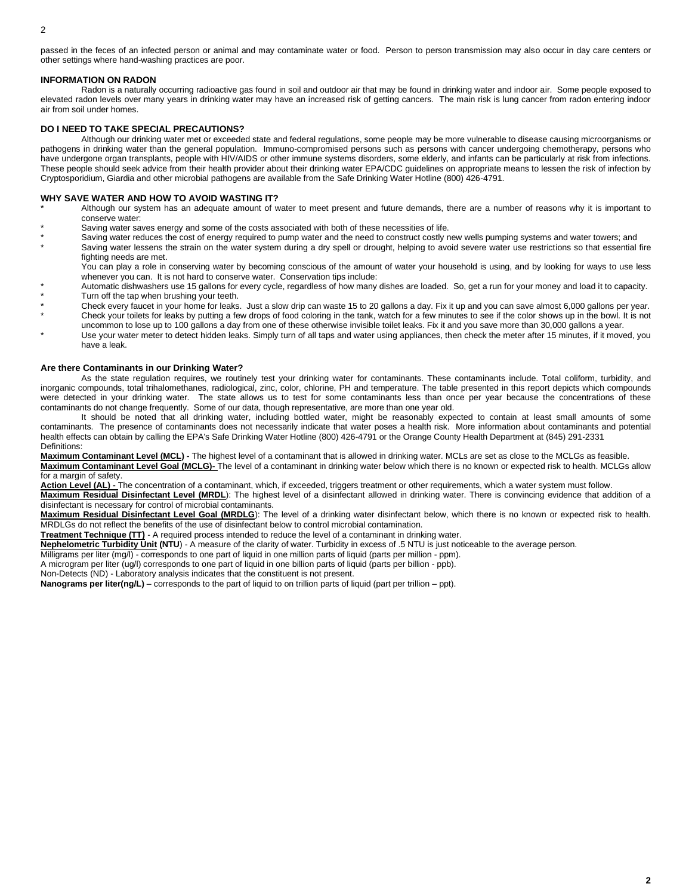passed in the feces of an infected person or animal and may contaminate water or food. Person to person transmission may also occur in day care centers or other settings where hand-washing practices are poor.

### INFORMATION ON RADON

Radon is a naturally occurring radioactive gas found in soil and outdoor air that may be found in drinking water and indoor air. Some people exposed to elevated radon levels over many years in drinking water may have an increased risk of getting cancers. The main risk is lung cancer from radon entering indoor air from soil under homes.

### DO I NEED TO TAKE SPECIAL PRECAUTIONS?

Although our drinking water met or exceeded state and federal regulations, some people may be more vulnerable to disease causing microorganisms or pathogens in drinking water than the general population. Immuno-compromised persons such as persons with cancer undergoing chemotherapy, persons who have undergone organ transplants, people with HIV/AIDS or other immune systems disorders, some elderly, and infants can be particularly at risk from infections. These people should seek advice from their health provider about their drinking water EPA/CDC guidelines on appropriate means to lessen the risk of infection by Cryptosporidium, Giardia and other microbial pathogens are available from the Safe Drinking Water Hotline (800) 426-4791.

### WHY SAVE WATER AND HOW TO AVOID WASTING IT?

* Although our system has an adequate amount of water to meet present and future demands, there are a number of reasons why it is important to conserve water:
* Saving water saves energy and some of the costs associated with both of these necessities of life.
* Saving water reduces the cost of energy required to pump water and the need to construct costly new wells pumping systems and water towers; and
* Saving water lessens the strain on the water system during a dry spell or drought, helping to avoid severe water use restrictions so that essential fire fighting needs are met.

  You can play a role in conserving water by becoming conscious of the amount of water your household is using, and by looking for ways to use less whenever you can. It is not hard to conserve water. Conservation tips include:
* Automatic dishwashers use 15 gallons for every cycle, regardless of how many dishes are loaded. So, get a run for your money and load it to capacity.
* Turn off the tap when brushing your teeth.
* Check every faucet in your home for leaks. Just a slow drip can waste 15 to 20 gallons a day. Fix it up and you can save almost 6,000 gallons per year.
* Check your toilets for leaks by putting a few drops of food coloring in the tank, watch for a few minutes to see if the color shows up in the bowl. It is not uncommon to lose up to 100 gallons a day from one of these otherwise invisible toilet leaks. Fix it and you save more than 30,000 gallons a year.
* Use your water meter to detect hidden leaks. Simply turn of all taps and water using appliances, then check the meter after 15 minutes, if it moved, you have a leak.

### Are there Contaminants in our Drinking Water?

As the state regulation requires, we routinely test your drinking water for contaminants. These contaminants include. Total coliform, turbidity, and inorganic compounds, total trihalomethanes, radiological, zinc, color, chlorine, PH and temperature. The table presented in this report depicts which compounds were detected in your drinking water. The state allows us to test for some contaminants less than once per year because the concentrations of these contaminants do not change frequently. Some of our data, though representative, are more than one year old.

It should be noted that all drinking water, including bottled water, might be reasonably expected to contain at least small amounts of some contaminants. The presence of contaminants does not necessarily indicate that water poses a health risk. More information about contaminants and potential health effects can obtain by calling the EPA's Safe Drinking Water Hotline (800) 426-4791 or the Orange County Health Department at (845) 291-2331

Definitions:

**Maximum Contaminant Level (MCL) -** The highest level of a contaminant that is allowed in drinking water. MCLs are set as close to the MCLGs as feasible.

**Maximum Contaminant Level Goal (MCLG)-** The level of a contaminant in drinking water below which there is no known or expected risk to health. MCLGs allow for a margin of safety.

**Action Level (AL) -** The concentration of a contaminant, which, if exceeded, triggers treatment or other requirements, which a water system must follow.

**Maximum Residual Disinfectant Level (MRDL**): The highest level of a disinfectant allowed in drinking water. There is convincing evidence that addition of a disinfectant is necessary for control of microbial contaminants.

**Maximum Residual Disinfectant Level Goal (MRDLG**): The level of a drinking water disinfectant below, which there is no known or expected risk to health. MRDLGs do not reflect the benefits of the use of disinfectant below to control microbial contamination.

**Treatment Technique (TT)** - A required process intended to reduce the level of a contaminant in drinking water.

**Nephelometric Turbidity Unit (NTU**) - A measure of the clarity of water. Turbidity in excess of .5 NTU is just noticeable to the average person.

Milligrams per liter (mg/l) - corresponds to one part of liquid in one million parts of liquid (parts per million - ppm).

A microgram per liter (ug/l) corresponds to one part of liquid in one billion parts of liquid (parts per billion - ppb).

Non-Detects (ND) - Laboratory analysis indicates that the constituent is not present.

**Nanograms per liter(ng/L)** – corresponds to the part of liquid to on trillion parts of liquid (part per trillion – ppt).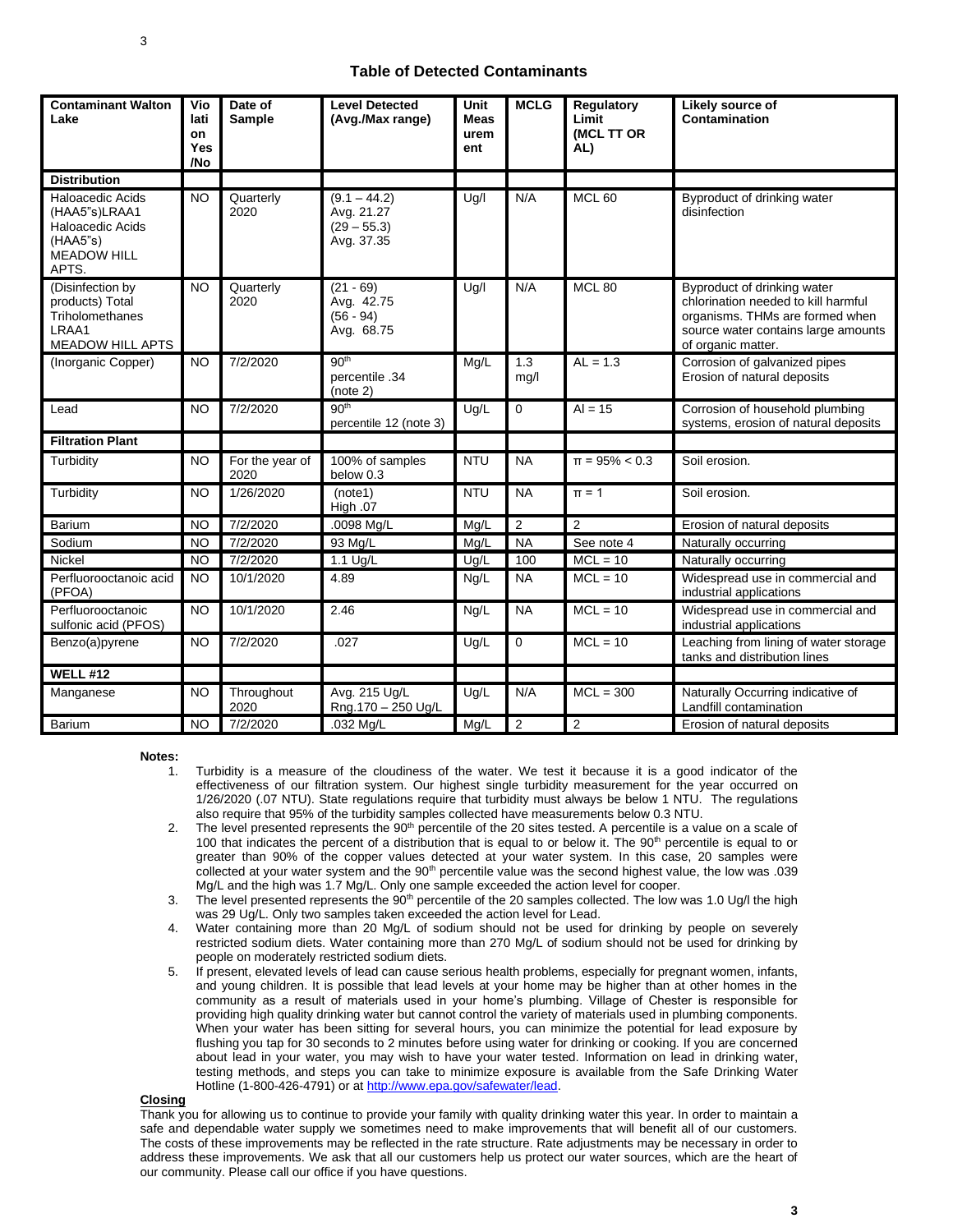## Table of Detected Contaminants

| Contaminant Walton Lake | Violation Yes /No | Date of Sample | Level Detected (Avg./Max range) | Unit Measurement | MCLG | Regulatory Limit (MCL TT OR AL) | Likely source of Contamination |
|---|---|---|---|---|---|---|---|
| **Distribution** | | | | | | | |
| Haloacedic Acids (HAA5"s)LRAA1 Haloacedic Acids (HAA5"s) MEADOW HILL APTS. | NO | Quarterly 2020 | (9.1 – 44.2) Avg. 21.27 (29 – 55.3) Avg. 37.35 | Ug/l | N/A | MCL 60 | Byproduct of drinking water disinfection |
| (Disinfection by products) Total Triholomethanes LRAA1 MEADOW HILL APTS | NO | Quarterly 2020 | (21 - 69) Avg. 42.75 (56 - 94) Avg. 68.75 | Ug/l | N/A | MCL 80 | Byproduct of drinking water chlorination needed to kill harmful organisms. THMs are formed when source water contains large amounts of organic matter. |
| (Inorganic Copper) | NO | 7/2/2020 | 90th percentile .34 (note 2) | Mg/L | 1.3 mg/l | AL = 1.3 | Corrosion of galvanized pipes Erosion of natural deposits |
| Lead | NO | 7/2/2020 | 90th percentile 12 (note 3) | Ug/L | 0 | Al = 15 | Corrosion of household plumbing systems, erosion of natural deposits |
| **Filtration Plant** | | | | | | | |
| Turbidity | NO | For the year of 2020 | 100% of samples below 0.3 | NTU | NA | $\pi$ = 95% < 0.3 | Soil erosion. |
| Turbidity | NO | 1/26/2020 | (note1) High .07 | NTU | NA | $\pi$ = 1 | Soil erosion. |
| Barium | NO | 7/2/2020 | .0098 Mg/L | Mg/L | 2 | 2 | Erosion of natural deposits |
| Sodium | NO | 7/2/2020 | 93 Mg/L | Mg/L | NA | See note 4 | Naturally occurring |
| Nickel | NO | 7/2/2020 | 1.1 Ug/L | Ug/L | 100 | MCL = 10 | Naturally occurring |
| Perfluorooctanoic acid (PFOA) | NO | 10/1/2020 | 4.89 | Ng/L | NA | MCL = 10 | Widespread use in commercial and industrial applications |
| Perfluorooctanoic sulfonic acid (PFOS) | NO | 10/1/2020 | 2.46 | Ng/L | NA | MCL = 10 | Widespread use in commercial and industrial applications |
| Benzo(a)pyrene | NO | 7/2/2020 | .027 | Ug/L | 0 | MCL = 10 | Leaching from lining of water storage tanks and distribution lines |
| **WELL #12** | | | | | | | |
| Manganese | NO | Throughout 2020 | Avg. 215 Ug/L Rng.170 – 250 Ug/L | Ug/L | N/A | MCL = 300 | Naturally Occurring indicative of Landfill contamination |
| Barium | NO | 7/2/2020 | .032 Mg/L | Mg/L | 2 | 2 | Erosion of natural deposits |

**Notes:**

1. Turbidity is a measure of the cloudiness of the water. We test it because it is a good indicator of the effectiveness of our filtration system. Our highest single turbidity measurement for the year occurred on 1/26/2020 (.07 NTU). State regulations require that turbidity must always be below 1 NTU. The regulations also require that 95% of the turbidity samples collected have measurements below 0.3 NTU.
2. The level presented represents the 90th percentile of the 20 sites tested. A percentile is a value on a scale of 100 that indicates the percent of a distribution that is equal to or below it. The 90th percentile is equal to or greater than 90% of the copper values detected at your water system. In this case, 20 samples were collected at your water system and the 90th percentile value was the second highest value, the low was .039 Mg/L and the high was 1.7 Mg/L. Only one sample exceeded the action level for cooper.
3. The level presented represents the 90th percentile of the 20 samples collected. The low was 1.0 Ug/l the high was 29 Ug/L. Only two samples taken exceeded the action level for Lead.
4. Water containing more than 20 Mg/L of sodium should not be used for drinking by people on severely restricted sodium diets. Water containing more than 270 Mg/L of sodium should not be used for drinking by people on moderately restricted sodium diets.
5. If present, elevated levels of lead can cause serious health problems, especially for pregnant women, infants, and young children. It is possible that lead levels at your home may be higher than at other homes in the community as a result of materials used in your home's plumbing. Village of Chester is responsible for providing high quality drinking water but cannot control the variety of materials used in plumbing components. When your water has been sitting for several hours, you can minimize the potential for lead exposure by flushing you tap for 30 seconds to 2 minutes before using water for drinking or cooking. If you are concerned about lead in your water, you may wish to have your water tested. Information on lead in drinking water, testing methods, and steps you can take to minimize exposure is available from the Safe Drinking Water Hotline (1-800-426-4791) or at http://www.epa.gov/safewater/lead.

**Closing**

Thank you for allowing us to continue to provide your family with quality drinking water this year. In order to maintain a safe and dependable water supply we sometimes need to make improvements that will benefit all of our customers. The costs of these improvements may be reflected in the rate structure. Rate adjustments may be necessary in order to address these improvements. We ask that all our customers help us protect our water sources, which are the heart of our community. Please call our office if you have questions.